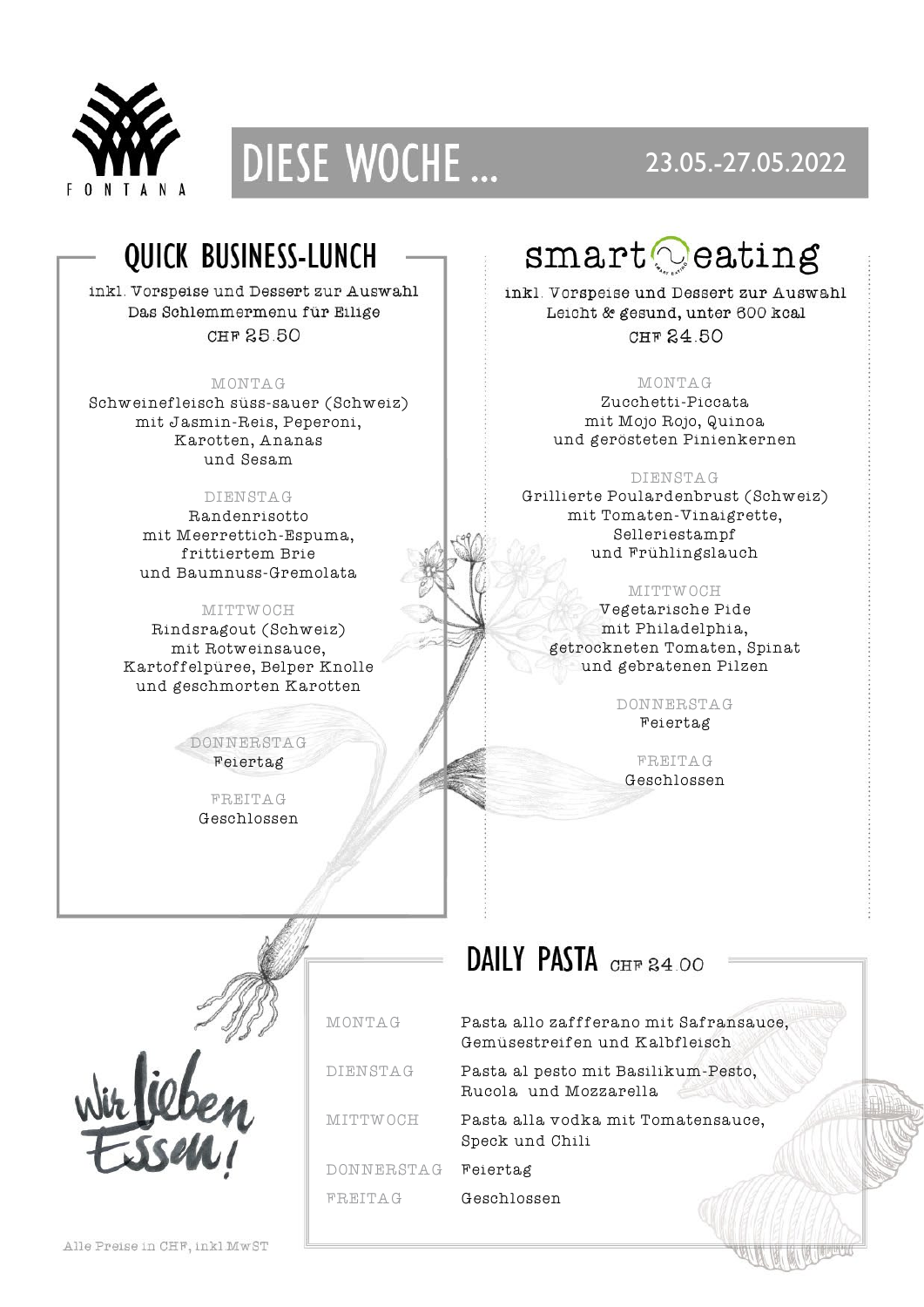FONTANA

# DIESE WOCHE ... 23.05.-27.05.2022

## QUICK BUSINESS-LUNCH

inkl. Vorspeise und Dessert zur Auswahl
Das Schlemmermenu für Eilige
CHF 25.50

MONTAG
Schweinefleisch süss-sauer (Schweiz)
mit Jasmin-Reis, Peperoni,
Karotten, Ananas
und Sesam

DIENSTAG
Randenrisotto
mit Meerrettich-Espuma,
frittiertem Brie
und Baumnuss-Gremolata

MITTWOCH
Rindsragout (Schweiz)
mit Rotweinsauce,
Kartoffelpüree, Belper Knolle
und geschmorten Karotten

DONNERSTAG
Feiertag

FREITAG
Geschlossen

## smart eating

inkl. Vorspeise und Dessert zur Auswahl
Leicht & gesund, unter 600 kcal
CHF 24.50

MONTAG
Zucchetti-Piccata
mit Mojo Rojo, Quinoa
und gerösteten Pinienkernen

DIENSTAG
Grillierte Poulardenbrust (Schweiz)
mit Tomaten-Vinaigrette,
Selleriestampf
und Frühlingslauch

MITTWOCH
Vegetarische Pide
mit Philadelphia,
getrockneten Tomaten, Spinat
und gebratenen Pilzen

DONNERSTAG
Feiertag

FREITAG
Geschlossen

## DAILY PASTA CHF 24.00

| | |
|---|---|
| MONTAG | Pasta allo zaffferano mit Safransauce, Gemüsestreifen und Kalbfleisch |
| DIENSTAG | Pasta al pesto mit Basilikum-Pesto, Rucola und Mozzarella |
| MITTWOCH | Pasta alla vodka mit Tomatensauce, Speck und Chili |
| DONNERSTAG | Feiertag |
| FREITAG | Geschlossen |

Wir lieben Essen!

Alle Preise in CHF, inkl MwST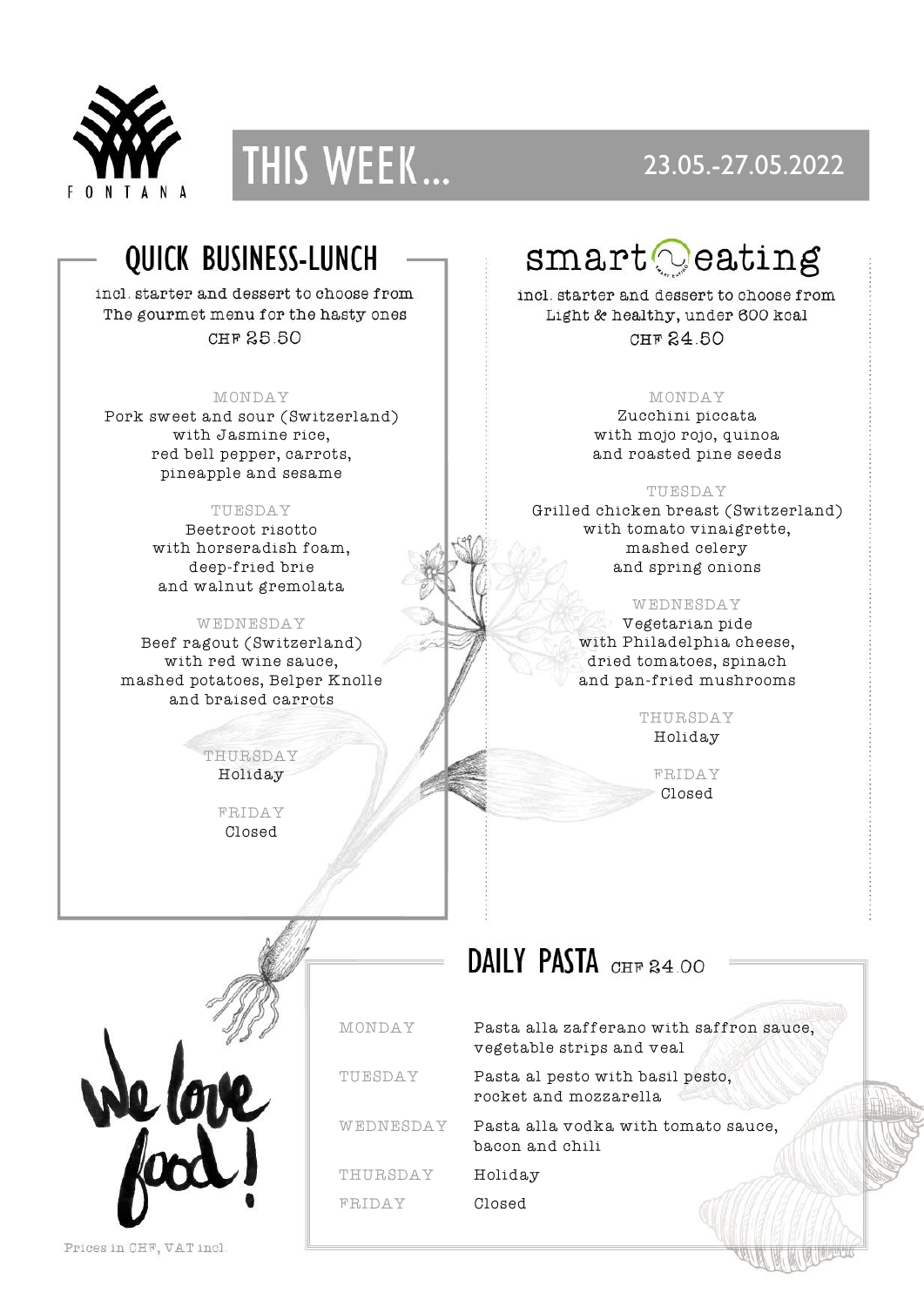FONTANA

# THIS WEEK... 23.05.-27.05.2022

## QUICK BUSINESS-LUNCH

incl. starter and dessert to choose from
The gourmet menu for the hasty ones
CHF 25.50

MONDAY
Pork sweet and sour (Switzerland)
with Jasmine rice,
red bell pepper, carrots,
pineapple and sesame

TUESDAY
Beetroot risotto
with horseradish foam,
deep-fried brie
and walnut gremolata

WEDNESDAY
Beef ragout (Switzerland)
with red wine sauce,
mashed potatoes, Belper Knolle
and braised carrots

THURSDAY
Holiday

FRIDAY
Closed

## smart eating

incl. starter and dessert to choose from
Light & healthy, under 600 kcal
CHF 24.50

MONDAY
Zucchini piccata
with mojo rojo, quinoa
and roasted pine seeds

TUESDAY
Grilled chicken breast (Switzerland)
with tomato vinaigrette,
mashed celery
and spring onions

WEDNESDAY
Vegetarian pide
with Philadelphia cheese,
dried tomatoes, spinach
and pan-fried mushrooms

THURSDAY
Holiday

FRIDAY
Closed

## DAILY PASTA CHF 24.00

| | |
|---|---|
| MONDAY | Pasta alla zafferano with saffron sauce, vegetable strips and veal |
| TUESDAY | Pasta al pesto with basil pesto, rocket and mozzarella |
| WEDNESDAY | Pasta alla vodka with tomato sauce, bacon and chili |
| THURSDAY | Holiday |
| FRIDAY | Closed |

We love food!

Prices in CHF, VAT incl.